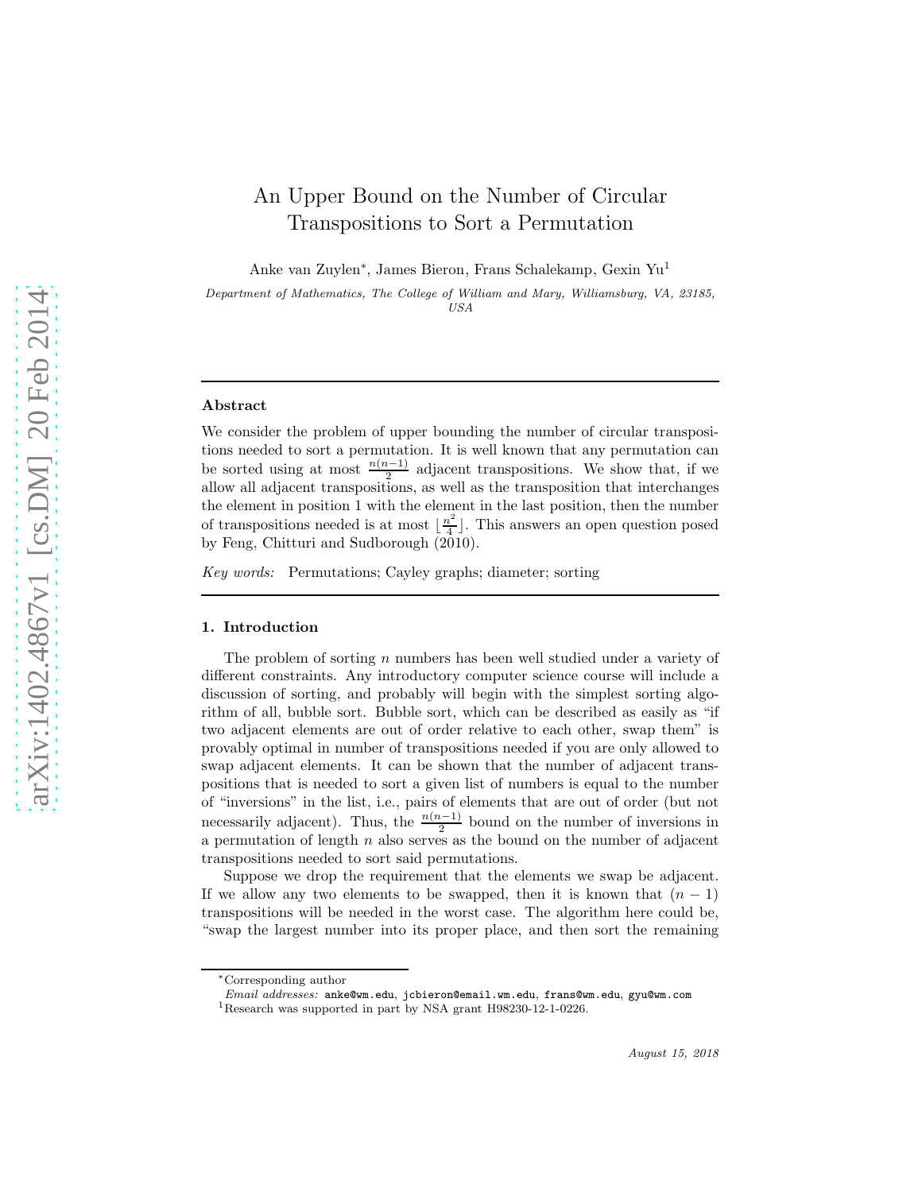# An Upper Bound on the Number of Circular Transpositions to Sort a Permutation

Anke van Zuylen*, James Bieron, Frans Schalekamp, Gexin Yu[1]

*Department of Mathematics, The College of William and Mary, Williamsburg, VA, 23185, USA*

---

## Abstract

We consider the problem of upper bounding the number of circular transpositions needed to sort a permutation. It is well known that any permutation can be sorted using at most $\frac{n(n-1)}{2}$ adjacent transpositions. We show that, if we allow all adjacent transpositions, as well as the transposition that interchanges the element in position 1 with the element in the last position, then the number of transpositions needed is at most $\lfloor \frac{n^2}{4} \rfloor$. This answers an open question posed by Feng, Chitturi and Sudborough (2010).

*Key words:* Permutations; Cayley graphs; diameter; sorting

---

## 1. Introduction

The problem of sorting $n$ numbers has been well studied under a variety of different constraints. Any introductory computer science course will include a discussion of sorting, and probably will begin with the simplest sorting algorithm of all, bubble sort. Bubble sort, which can be described as easily as "if two adjacent elements are out of order relative to each other, swap them" is provably optimal in number of transpositions needed if you are only allowed to swap adjacent elements. It can be shown that the number of adjacent transpositions that is needed to sort a given list of numbers is equal to the number of "inversions" in the list, i.e., pairs of elements that are out of order (but not necessarily adjacent). Thus, the $\frac{n(n-1)}{2}$ bound on the number of inversions in a permutation of length $n$ also serves as the bound on the number of adjacent transpositions needed to sort said permutations.

Suppose we drop the requirement that the elements we swap be adjacent. If we allow any two elements to be swapped, then it is known that $(n-1)$ transpositions will be needed in the worst case. The algorithm here could be, "swap the largest number into its proper place, and then sort the remaining

---

*Corresponding author
*Email addresses:* anke@wm.edu, jcbieron@email.wm.edu, frans@wm.edu, gyu@wm.com

[1]Research was supported in part by NSA grant H98230-12-1-0226.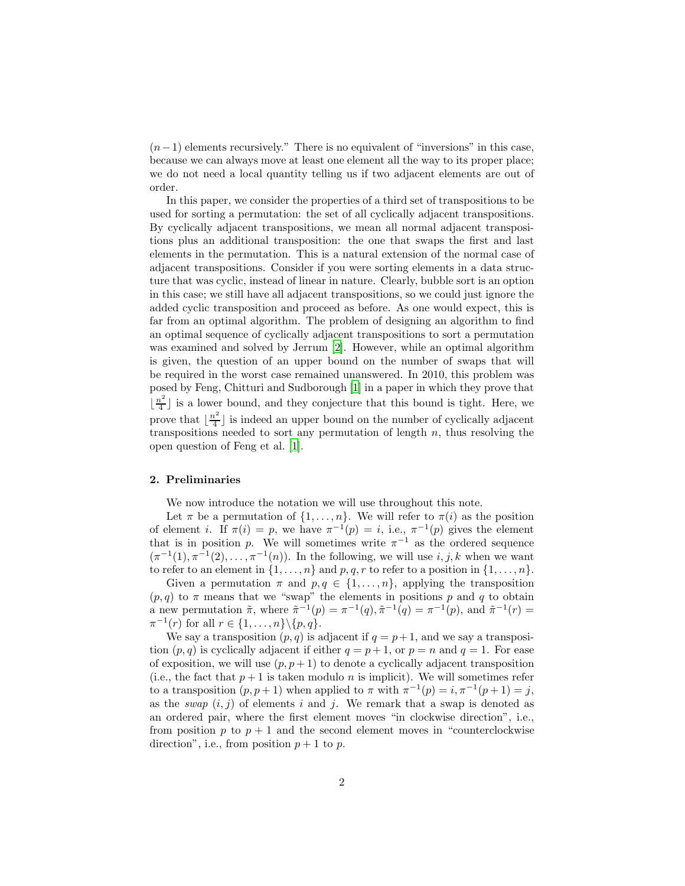$(n-1)$ elements recursively." There is no equivalent of "inversions" in this case, because we can always move at least one element all the way to its proper place; we do not need a local quantity telling us if two adjacent elements are out of order.

In this paper, we consider the properties of a third set of transpositions to be used for sorting a permutation: the set of all cyclically adjacent transpositions. By cyclically adjacent transpositions, we mean all normal adjacent transpositions plus an additional transposition: the one that swaps the first and last elements in the permutation. This is a natural extension of the normal case of adjacent transpositions. Consider if you were sorting elements in a data structure that was cyclic, instead of linear in nature. Clearly, bubble sort is an option in this case; we still have all adjacent transpositions, so we could just ignore the added cyclic transposition and proceed as before. As one would expect, this is far from an optimal algorithm. The problem of designing an algorithm to find an optimal sequence of cyclically adjacent transpositions to sort a permutation was examined and solved by Jerrum [2]. However, while an optimal algorithm is given, the question of an upper bound on the number of swaps that will be required in the worst case remained unanswered. In 2010, this problem was posed by Feng, Chitturi and Sudborough [1] in a paper in which they prove that $\lfloor \frac{n^2}{4} \rfloor$ is a lower bound, and they conjecture that this bound is tight. Here, we prove that $\lfloor \frac{n^2}{4} \rfloor$ is indeed an upper bound on the number of cyclically adjacent transpositions needed to sort any permutation of length $n$, thus resolving the open question of Feng et al. [1].

## 2. Preliminaries

We now introduce the notation we will use throughout this note.

Let $\pi$ be a permutation of $\{1, \ldots, n\}$. We will refer to $\pi(i)$ as the position of element $i$. If $\pi(i) = p$, we have $\pi^{-1}(p) = i$, i.e., $\pi^{-1}(p)$ gives the element that is in position $p$. We will sometimes write $\pi^{-1}$ as the ordered sequence $(\pi^{-1}(1), \pi^{-1}(2), \ldots, \pi^{-1}(n))$. In the following, we will use $i, j, k$ when we want to refer to an element in $\{1, \ldots, n\}$ and $p, q, r$ to refer to a position in $\{1, \ldots, n\}$.

Given a permutation $\pi$ and $p, q \in \{1, \ldots, n\}$, applying the transposition $(p, q)$ to $\pi$ means that we "swap" the elements in positions $p$ and $q$ to obtain a new permutation $\tilde{\pi}$, where $\tilde{\pi}^{-1}(p) = \pi^{-1}(q), \tilde{\pi}^{-1}(q) = \pi^{-1}(p)$, and $\tilde{\pi}^{-1}(r) = \pi^{-1}(r)$ for all $r \in \{1, \ldots, n\} \backslash \{p, q\}$.

We say a transposition $(p, q)$ is adjacent if $q = p+1$, and we say a transposition $(p, q)$ is cyclically adjacent if either $q = p+1$, or $p = n$ and $q = 1$. For ease of exposition, we will use $(p, p+1)$ to denote a cyclically adjacent transposition (i.e., the fact that $p+1$ is taken modulo $n$ is implicit). We will sometimes refer to a transposition $(p, p+1)$ when applied to $\pi$ with $\pi^{-1}(p) = i, \pi^{-1}(p+1) = j$, as the *swap* $(i, j)$ of elements $i$ and $j$. We remark that a swap is denoted as an ordered pair, where the first element moves "in clockwise direction", i.e., from position $p$ to $p+1$ and the second element moves in "counterclockwise direction", i.e., from position $p+1$ to $p$.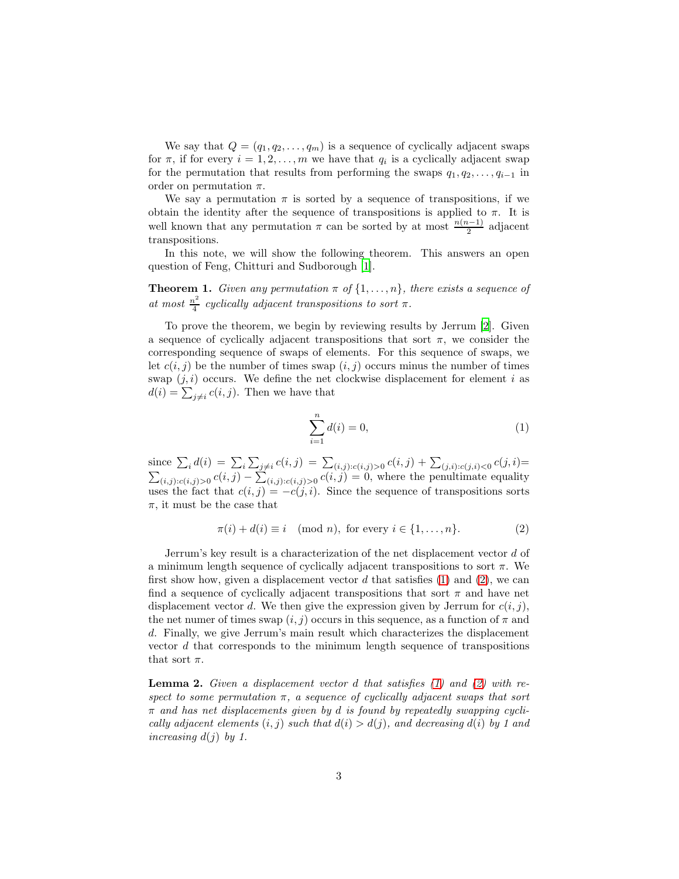We say that $Q = (q_1, q_2, \ldots, q_m)$ is a sequence of cyclically adjacent swaps for $\pi$, if for every $i = 1, 2, \ldots, m$ we have that $q_i$ is a cyclically adjacent swap for the permutation that results from performing the swaps $q_1, q_2, \ldots, q_{i-1}$ in order on permutation $\pi$.

We say a permutation $\pi$ is sorted by a sequence of transpositions, if we obtain the identity after the sequence of transpositions is applied to $\pi$. It is well known that any permutation $\pi$ can be sorted by at most $\frac{n(n-1)}{2}$ adjacent transpositions.

In this note, we will show the following theorem. This answers an open question of Feng, Chitturi and Sudborough [1].

**Theorem 1.** *Given any permutation $\pi$ of $\{1, \ldots, n\}$, there exists a sequence of at most $\frac{n^2}{4}$ cyclically adjacent transpositions to sort $\pi$.*

To prove the theorem, we begin by reviewing results by Jerrum [2]. Given a sequence of cyclically adjacent transpositions that sort $\pi$, we consider the corresponding sequence of swaps of elements. For this sequence of swaps, we let $c(i,j)$ be the number of times swap $(i,j)$ occurs minus the number of times swap $(j,i)$ occurs. We define the net clockwise displacement for element $i$ as $d(i) = \sum_{j \neq i} c(i,j)$. Then we have that

$$\sum_{i=1}^{n} d(i) = 0, \tag{1}$$

since $\sum_i d(i) = \sum_i \sum_{j \neq i} c(i,j) = \sum_{(i,j):c(i,j)>0} c(i,j) + \sum_{(j,i):c(j,i)<0} c(j,i) = \sum_{(i,j):c(i,j)>0} c(i,j) - \sum_{(i,j):c(i,j)>0} c(i,j) = 0$, where the penultimate equality uses the fact that $c(i,j) = -c(j,i)$. Since the sequence of transpositions sorts $\pi$, it must be the case that

$$\pi(i) + d(i) \equiv i \pmod{n}, \text{ for every } i \in \{1, \ldots, n\}. \tag{2}$$

Jerrum's key result is a characterization of the net displacement vector $d$ of a minimum length sequence of cyclically adjacent transpositions to sort $\pi$. We first show how, given a displacement vector $d$ that satisfies (1) and (2), we can find a sequence of cyclically adjacent transpositions that sort $\pi$ and have net displacement vector $d$. We then give the expression given by Jerrum for $c(i,j)$, the net numer of times swap $(i,j)$ occurs in this sequence, as a function of $\pi$ and $d$. Finally, we give Jerrum's main result which characterizes the displacement vector $d$ that corresponds to the minimum length sequence of transpositions that sort $\pi$.

**Lemma 2.** *Given a displacement vector $d$ that satisfies (1) and (2) with respect to some permutation $\pi$, a sequence of cyclically adjacent swaps that sort $\pi$ and has net displacements given by $d$ is found by repeatedly swapping cyclically adjacent elements $(i,j)$ such that $d(i) > d(j)$, and decreasing $d(i)$ by 1 and increasing $d(j)$ by 1.*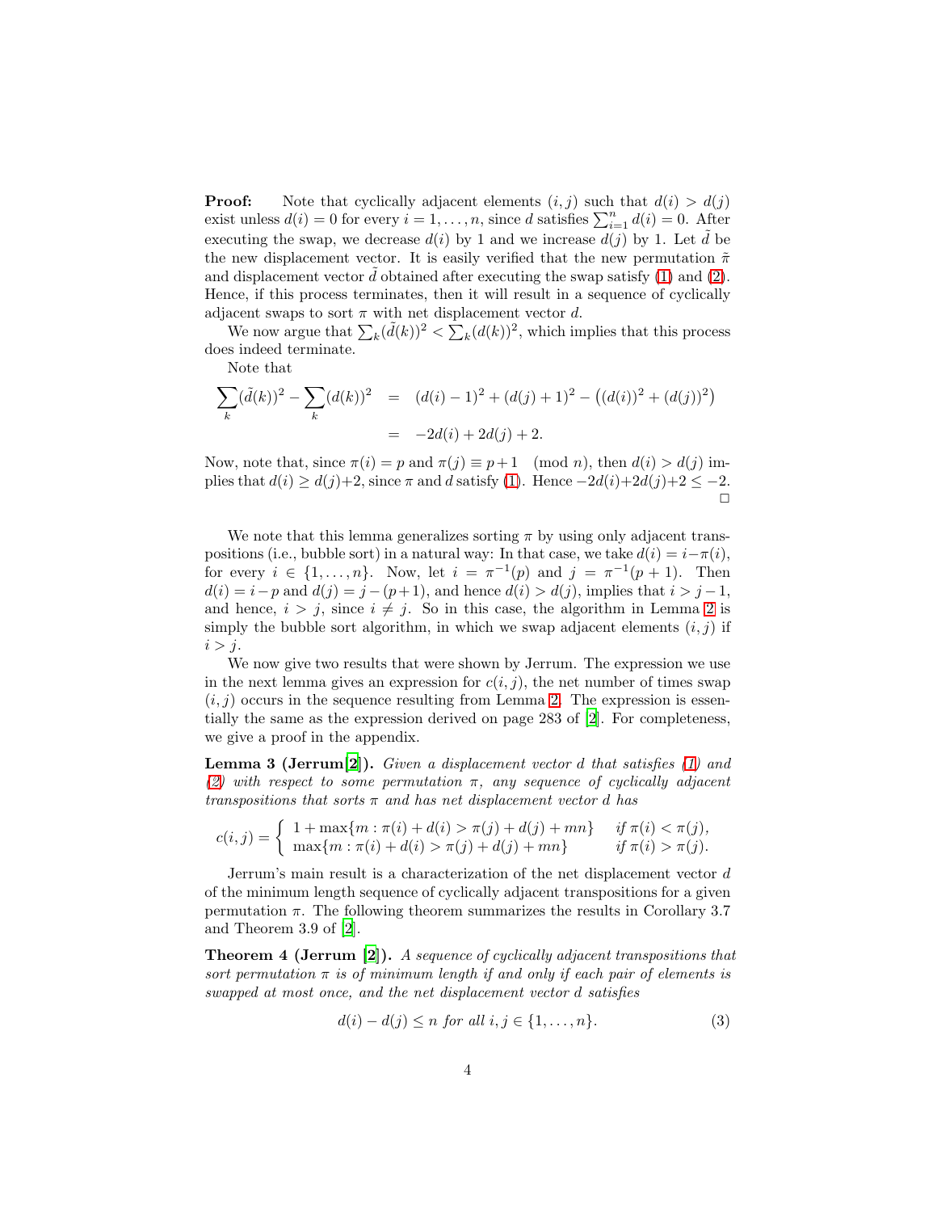**Proof:** Note that cyclically adjacent elements $(i, j)$ such that $d(i) > d(j)$ exist unless $d(i) = 0$ for every $i = 1, \ldots, n$, since $d$ satisfies $\sum_{i=1}^{n} d(i) = 0$. After executing the swap, we decrease $d(i)$ by 1 and we increase $d(j)$ by 1. Let $\tilde{d}$ be the new displacement vector. It is easily verified that the new permutation $\tilde{\pi}$ and displacement vector $\tilde{d}$ obtained after executing the swap satisfy (1) and (2). Hence, if this process terminates, then it will result in a sequence of cyclically adjacent swaps to sort $\pi$ with net displacement vector $d$.

We now argue that $\sum_k (\tilde{d}(k))^2 < \sum_k (d(k))^2$, which implies that this process does indeed terminate.

Note that

$$\begin{aligned}
\sum_k (\tilde{d}(k))^2 - \sum_k (d(k))^2 &= (d(i) - 1)^2 + (d(j) + 1)^2 - \left((d(i))^2 + (d(j))^2\right) \\
&= -2d(i) + 2d(j) + 2.
\end{aligned}$$

Now, note that, since $\pi(i) = p$ and $\pi(j) \equiv p + 1 \pmod{n}$, then $d(i) > d(j)$ implies that $d(i) \geq d(j) + 2$, since $\pi$ and $d$ satisfy (1). Hence $-2d(i) + 2d(j) + 2 \leq -2$. □

We note that this lemma generalizes sorting $\pi$ by using only adjacent transpositions (i.e., bubble sort) in a natural way: In that case, we take $d(i) = i - \pi(i)$, for every $i \in \{1, \ldots, n\}$. Now, let $i = \pi^{-1}(p)$ and $j = \pi^{-1}(p + 1)$. Then $d(i) = i - p$ and $d(j) = j - (p + 1)$, and hence $d(i) > d(j)$, implies that $i > j - 1$, and hence, $i > j$, since $i \neq j$. So in this case, the algorithm in Lemma 2 is simply the bubble sort algorithm, in which we swap adjacent elements $(i, j)$ if $i > j$.

We now give two results that were shown by Jerrum. The expression we use in the next lemma gives an expression for $c(i, j)$, the net number of times swap $(i, j)$ occurs in the sequence resulting from Lemma 2. The expression is essentially the same as the expression derived on page 283 of [2]. For completeness, we give a proof in the appendix.

**Lemma 3 (Jerrum[2]).** *Given a displacement vector $d$ that satisfies (1) and (2) with respect to some permutation $\pi$, any sequence of cyclically adjacent transpositions that sorts $\pi$ and has net displacement vector $d$ has*

$$c(i, j) = \begin{cases} 1 + \max\{m : \pi(i) + d(i) > \pi(j) + d(j) + mn\} & \text{if } \pi(i) < \pi(j), \\ \max\{m : \pi(i) + d(i) > \pi(j) + d(j) + mn\} & \text{if } \pi(i) > \pi(j). \end{cases}$$

Jerrum's main result is a characterization of the net displacement vector $d$ of the minimum length sequence of cyclically adjacent transpositions for a given permutation $\pi$. The following theorem summarizes the results in Corollary 3.7 and Theorem 3.9 of [2].

**Theorem 4 (Jerrum [2]).** *A sequence of cyclically adjacent transpositions that sort permutation $\pi$ is of minimum length if and only if each pair of elements is swapped at most once, and the net displacement vector $d$ satisfies*

$$d(i) - d(j) \leq n \text{ for all } i, j \in \{1, \ldots, n\}. \tag{3}$$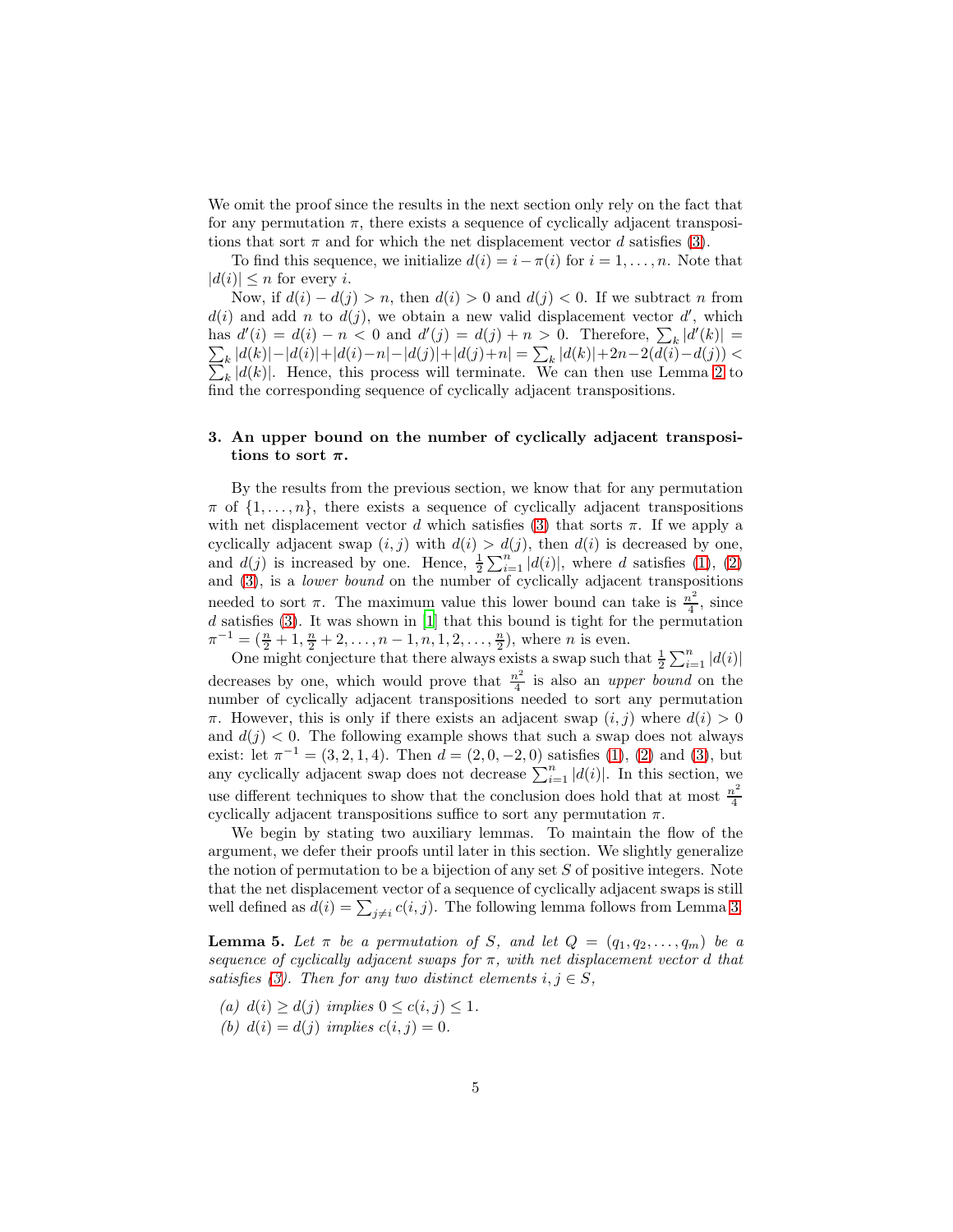We omit the proof since the results in the next section only rely on the fact that for any permutation $\pi$, there exists a sequence of cyclically adjacent transpositions that sort $\pi$ and for which the net displacement vector $d$ satisfies (3).

To find this sequence, we initialize $d(i) = i - \pi(i)$ for $i = 1, \ldots, n$. Note that $|d(i)| \leq n$ for every $i$.

Now, if $d(i) - d(j) > n$, then $d(i) > 0$ and $d(j) < 0$. If we subtract $n$ from $d(i)$ and add $n$ to $d(j)$, we obtain a new valid displacement vector $d'$, which has $d'(i) = d(i) - n < 0$ and $d'(j) = d(j) + n > 0$. Therefore, $\sum_k |d'(k)| = \sum_k |d(k)| - |d(i)| + |d(i) - n| - |d(j)| + |d(j) + n| = \sum_k |d(k)| + 2n - 2(d(i) - d(j)) < \sum_k |d(k)|$. Hence, this process will terminate. We can then use Lemma 2 to find the corresponding sequence of cyclically adjacent transpositions.

## 3. An upper bound on the number of cyclically adjacent transpositions to sort $\pi$.

By the results from the previous section, we know that for any permutation $\pi$ of $\{1, \ldots, n\}$, there exists a sequence of cyclically adjacent transpositions with net displacement vector $d$ which satisfies (3) that sorts $\pi$. If we apply a cyclically adjacent swap $(i, j)$ with $d(i) > d(j)$, then $d(i)$ is decreased by one, and $d(j)$ is increased by one. Hence, $\frac{1}{2}\sum_{i=1}^{n} |d(i)|$, where $d$ satisfies (1), (2) and (3), is a *lower bound* on the number of cyclically adjacent transpositions needed to sort $\pi$. The maximum value this lower bound can take is $\frac{n^2}{4}$, since $d$ satisfies (3). It was shown in [1] that this bound is tight for the permutation $\pi^{-1} = (\frac{n}{2}+1, \frac{n}{2}+2, \ldots, n-1, n, 1, 2, \ldots, \frac{n}{2})$, where $n$ is even.

One might conjecture that there always exists a swap such that $\frac{1}{2}\sum_{i=1}^{n} |d(i)|$ decreases by one, which would prove that $\frac{n^2}{4}$ is also an *upper bound* on the number of cyclically adjacent transpositions needed to sort any permutation $\pi$. However, this is only if there exists an adjacent swap $(i, j)$ where $d(i) > 0$ and $d(j) < 0$. The following example shows that such a swap does not always exist: let $\pi^{-1} = (3, 2, 1, 4)$. Then $d = (2, 0, -2, 0)$ satisfies (1), (2) and (3), but any cyclically adjacent swap does not decrease $\sum_{i=1}^{n} |d(i)|$. In this section, we use different techniques to show that the conclusion does hold that at most $\frac{n^2}{4}$ cyclically adjacent transpositions suffice to sort any permutation $\pi$.

We begin by stating two auxiliary lemmas. To maintain the flow of the argument, we defer their proofs until later in this section. We slightly generalize the notion of permutation to be a bijection of any set $S$ of positive integers. Note that the net displacement vector of a sequence of cyclically adjacent swaps is still well defined as $d(i) = \sum_{j \neq i} c(i, j)$. The following lemma follows from Lemma 3.

**Lemma 5.** *Let $\pi$ be a permutation of $S$, and let $Q = (q_1, q_2, \ldots, q_m)$ be a sequence of cyclically adjacent swaps for $\pi$, with net displacement vector $d$ that satisfies (3). Then for any two distinct elements $i, j \in S$,*

*(a) $d(i) \geq d(j)$ implies $0 \leq c(i, j) \leq 1$.*

*(b) $d(i) = d(j)$ implies $c(i, j) = 0$.*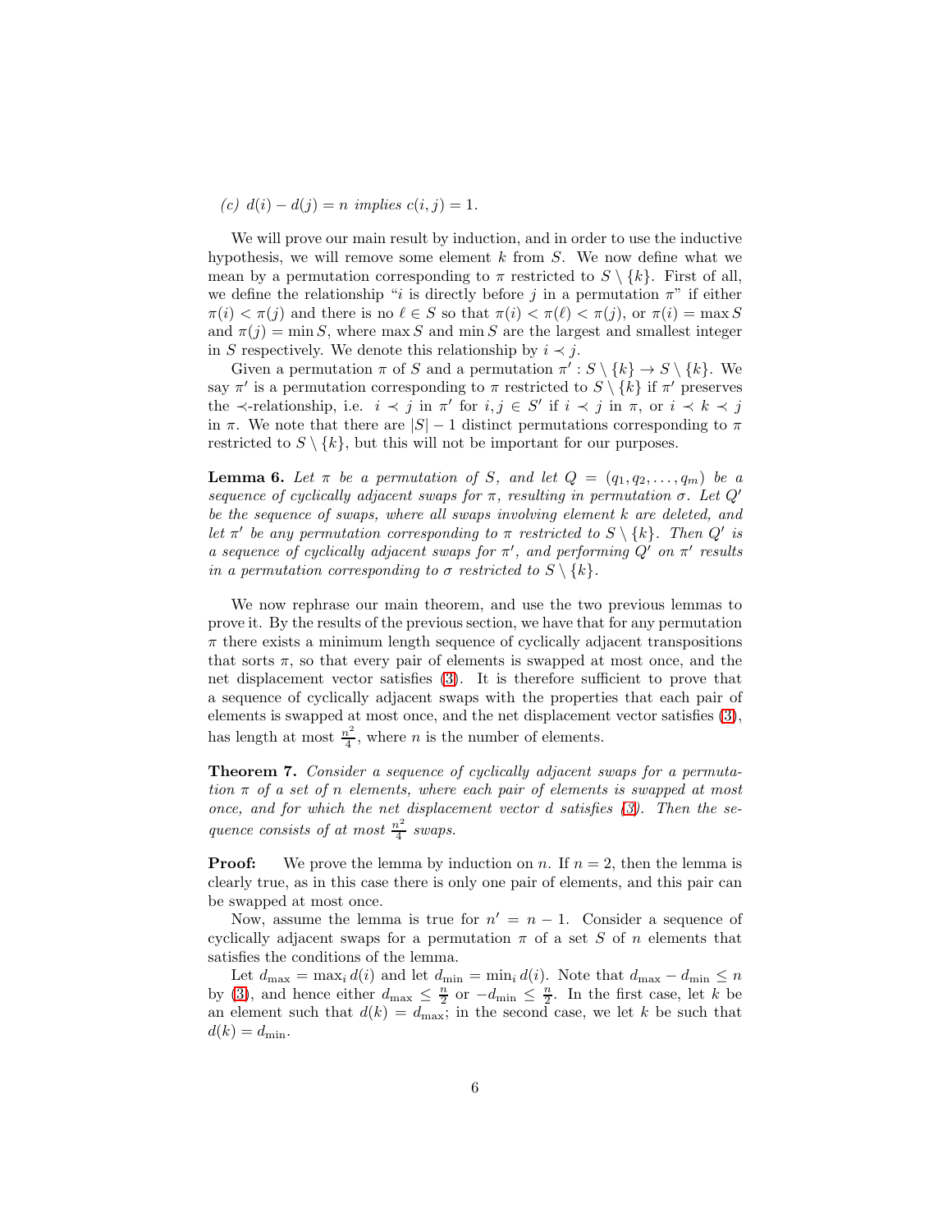(c) $d(i) - d(j) = n$ implies $c(i,j) = 1$.

We will prove our main result by induction, and in order to use the inductive hypothesis, we will remove some element $k$ from $S$. We now define what we mean by a permutation corresponding to $\pi$ restricted to $S \setminus \{k\}$. First of all, we define the relationship "$i$ is directly before $j$ in a permutation $\pi$" if either $\pi(i) < \pi(j)$ and there is no $\ell \in S$ so that $\pi(i) < \pi(\ell) < \pi(j)$, or $\pi(i) = \max S$ and $\pi(j) = \min S$, where $\max S$ and $\min S$ are the largest and smallest integer in $S$ respectively. We denote this relationship by $i \prec j$.

Given a permutation $\pi$ of $S$ and a permutation $\pi' : S \setminus \{k\} \to S \setminus \{k\}$. We say $\pi'$ is a permutation corresponding to $\pi$ restricted to $S \setminus \{k\}$ if $\pi'$ preserves the $\prec$-relationship, i.e. $i \prec j$ in $\pi'$ for $i, j \in S'$ if $i \prec j$ in $\pi$, or $i \prec k \prec j$ in $\pi$. We note that there are $|S| - 1$ distinct permutations corresponding to $\pi$ restricted to $S \setminus \{k\}$, but this will not be important for our purposes.

**Lemma 6.** *Let $\pi$ be a permutation of $S$, and let $Q = (q_1, q_2, \ldots, q_m)$ be a sequence of cyclically adjacent swaps for $\pi$, resulting in permutation $\sigma$. Let $Q'$ be the sequence of swaps, where all swaps involving element $k$ are deleted, and let $\pi'$ be any permutation corresponding to $\pi$ restricted to $S \setminus \{k\}$. Then $Q'$ is a sequence of cyclically adjacent swaps for $\pi'$, and performing $Q'$ on $\pi'$ results in a permutation corresponding to $\sigma$ restricted to $S \setminus \{k\}$.*

We now rephrase our main theorem, and use the two previous lemmas to prove it. By the results of the previous section, we have that for any permutation $\pi$ there exists a minimum length sequence of cyclically adjacent transpositions that sorts $\pi$, so that every pair of elements is swapped at most once, and the net displacement vector satisfies (3). It is therefore sufficient to prove that a sequence of cyclically adjacent swaps with the properties that each pair of elements is swapped at most once, and the net displacement vector satisfies (3), has length at most $\frac{n^2}{4}$, where $n$ is the number of elements.

**Theorem 7.** *Consider a sequence of cyclically adjacent swaps for a permutation $\pi$ of a set of $n$ elements, where each pair of elements is swapped at most once, and for which the net displacement vector $d$ satisfies (3). Then the sequence consists of at most $\frac{n^2}{4}$ swaps.*

**Proof:** We prove the lemma by induction on $n$. If $n = 2$, then the lemma is clearly true, as in this case there is only one pair of elements, and this pair can be swapped at most once.

Now, assume the lemma is true for $n' = n - 1$. Consider a sequence of cyclically adjacent swaps for a permutation $\pi$ of a set $S$ of $n$ elements that satisfies the conditions of the lemma.

Let $d_{\max} = \max_i d(i)$ and let $d_{\min} = \min_i d(i)$. Note that $d_{\max} - d_{\min} \leq n$ by (3), and hence either $d_{\max} \leq \frac{n}{2}$ or $-d_{\min} \leq \frac{n}{2}$. In the first case, let $k$ be an element such that $d(k) = d_{\max}$; in the second case, we let $k$ be such that $d(k) = d_{\min}$.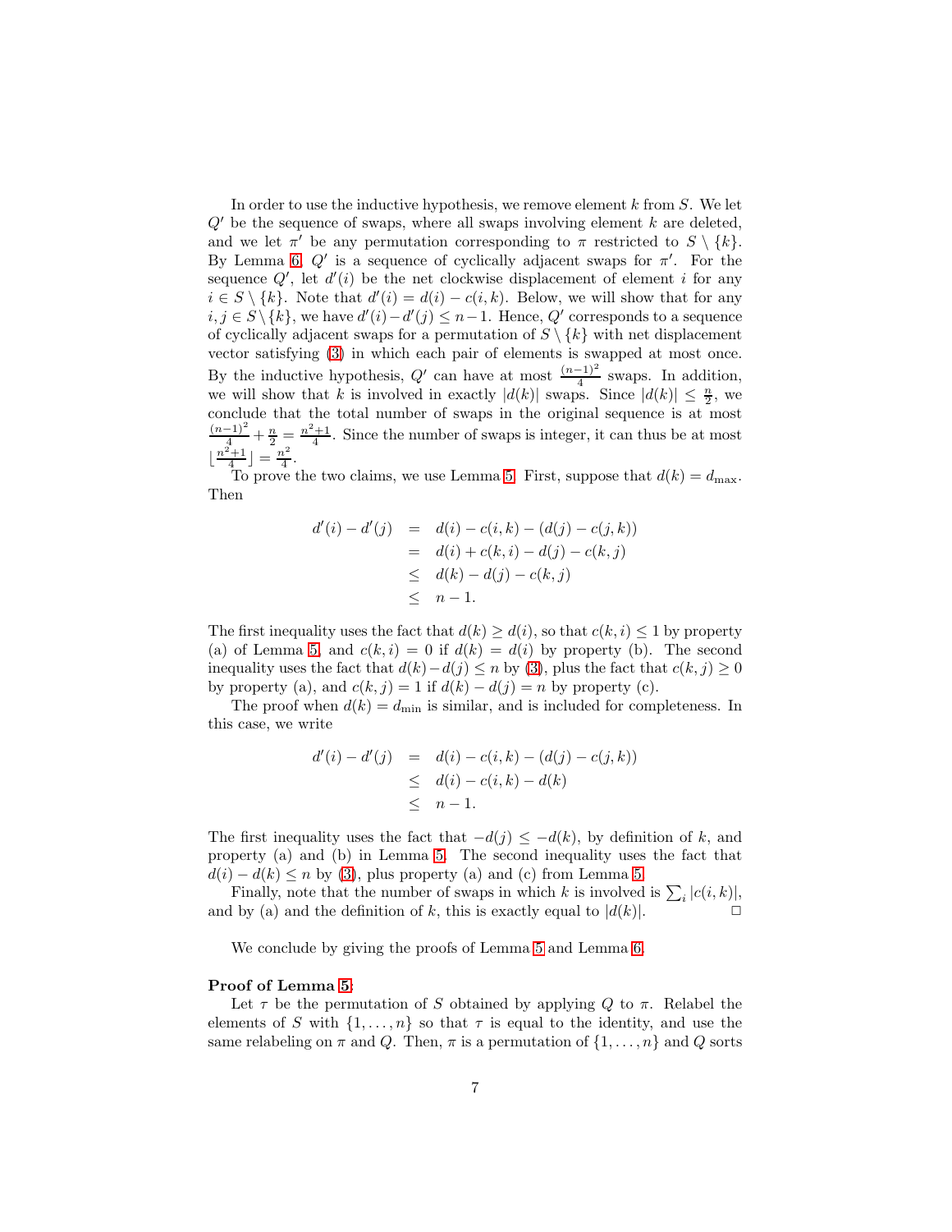In order to use the inductive hypothesis, we remove element $k$ from $S$. We let $Q'$ be the sequence of swaps, where all swaps involving element $k$ are deleted, and we let $\pi'$ be any permutation corresponding to $\pi$ restricted to $S \setminus \{k\}$. By Lemma 6, $Q'$ is a sequence of cyclically adjacent swaps for $\pi'$. For the sequence $Q'$, let $d'(i)$ be the net clockwise displacement of element $i$ for any $i \in S \setminus \{k\}$. Note that $d'(i) = d(i) - c(i,k)$. Below, we will show that for any $i,j \in S \setminus \{k\}$, we have $d'(i) - d'(j) \leq n-1$. Hence, $Q'$ corresponds to a sequence of cyclically adjacent swaps for a permutation of $S \setminus \{k\}$ with net displacement vector satisfying (3) in which each pair of elements is swapped at most once. By the inductive hypothesis, $Q'$ can have at most $\frac{(n-1)^2}{4}$ swaps. In addition, we will show that $k$ is involved in exactly $|d(k)|$ swaps. Since $|d(k)| \leq \frac{n}{2}$, we conclude that the total number of swaps in the original sequence is at most $\frac{(n-1)^2}{4} + \frac{n}{2} = \frac{n^2+1}{4}$. Since the number of swaps is integer, it can thus be at most $\lfloor \frac{n^2+1}{4} \rfloor = \frac{n^2}{4}$.

To prove the two claims, we use Lemma 5. First, suppose that $d(k) = d_{\max}$. Then

$$
\begin{aligned}
d'(i) - d'(j) &= d(i) - c(i,k) - (d(j) - c(j,k)) \\
&= d(i) + c(k,i) - d(j) - c(k,j) \\
&\leq d(k) - d(j) - c(k,j) \\
&\leq n-1.
\end{aligned}
$$

The first inequality uses the fact that $d(k) \geq d(i)$, so that $c(k,i) \leq 1$ by property (a) of Lemma 5, and $c(k,i) = 0$ if $d(k) = d(i)$ by property (b). The second inequality uses the fact that $d(k) - d(j) \leq n$ by (3), plus the fact that $c(k,j) \geq 0$ by property (a), and $c(k,j) = 1$ if $d(k) - d(j) = n$ by property (c).

The proof when $d(k) = d_{\min}$ is similar, and is included for completeness. In this case, we write

$$
\begin{aligned}
d'(i) - d'(j) &= d(i) - c(i,k) - (d(j) - c(j,k)) \\
&\leq d(i) - c(i,k) - d(k) \\
&\leq n-1.
\end{aligned}
$$

The first inequality uses the fact that $-d(j) \leq -d(k)$, by definition of $k$, and property (a) and (b) in Lemma 5. The second inequality uses the fact that $d(i) - d(k) \leq n$ by (3), plus property (a) and (c) from Lemma 5.

Finally, note that the number of swaps in which $k$ is involved is $\sum_i |c(i,k)|$, and by (a) and the definition of $k$, this is exactly equal to $|d(k)|$. □

We conclude by giving the proofs of Lemma 5 and Lemma 6.

**Proof of Lemma 5:**

Let $\tau$ be the permutation of $S$ obtained by applying $Q$ to $\pi$. Relabel the elements of $S$ with $\{1,\ldots,n\}$ so that $\tau$ is equal to the identity, and use the same relabeling on $\pi$ and $Q$. Then, $\pi$ is a permutation of $\{1,\ldots,n\}$ and $Q$ sorts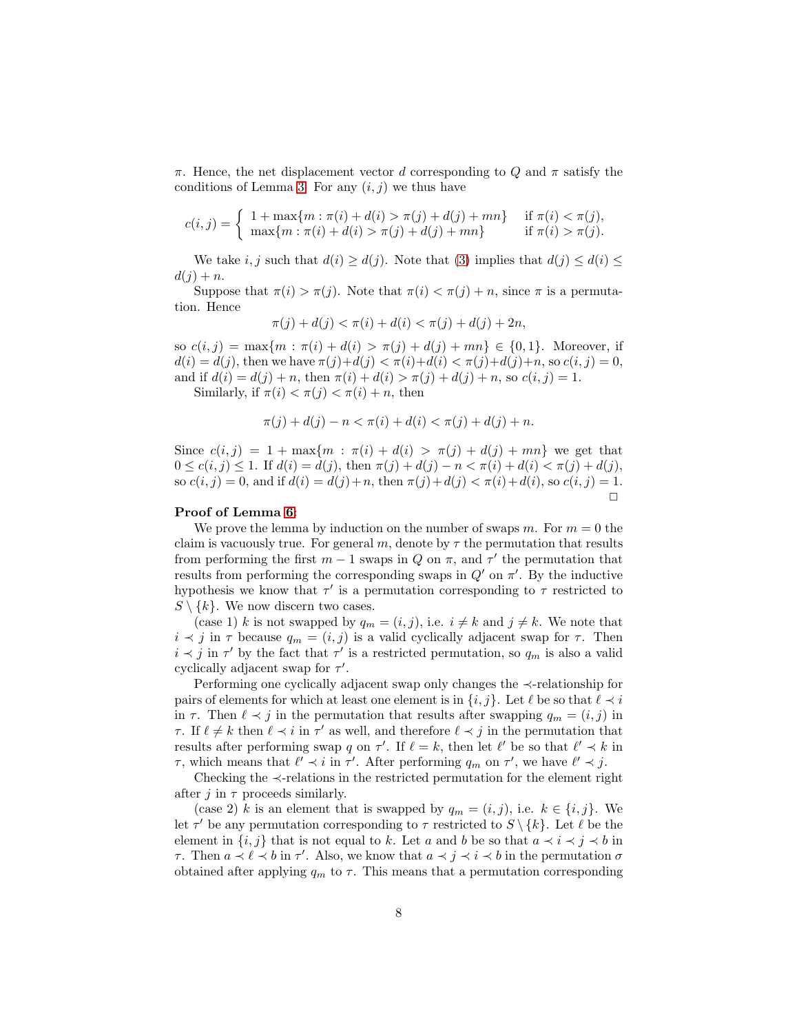$\pi$. Hence, the net displacement vector $d$ corresponding to $Q$ and $\pi$ satisfy the conditions of Lemma 3. For any $(i, j)$ we thus have

$$c(i,j) = \begin{cases} 1 + \max\{m : \pi(i) + d(i) > \pi(j) + d(j) + mn\} & \text{if } \pi(i) < \pi(j), \\ \max\{m : \pi(i) + d(i) > \pi(j) + d(j) + mn\} & \text{if } \pi(i) > \pi(j). \end{cases}$$

We take $i, j$ such that $d(i) \geq d(j)$. Note that (3) implies that $d(j) \leq d(i) \leq d(j) + n$.

Suppose that $\pi(i) > \pi(j)$. Note that $\pi(i) < \pi(j) + n$, since $\pi$ is a permutation. Hence

$$\pi(j) + d(j) < \pi(i) + d(i) < \pi(j) + d(j) + 2n,$$

so $c(i, j) = \max\{m : \pi(i) + d(i) > \pi(j) + d(j) + mn\} \in \{0, 1\}$. Moreover, if $d(i) = d(j)$, then we have $\pi(j)+d(j) < \pi(i)+d(i) < \pi(j)+d(j)+n$, so $c(i, j) = 0$, and if $d(i) = d(j) + n$, then $\pi(i) + d(i) > \pi(j) + d(j) + n$, so $c(i, j) = 1$.

Similarly, if $\pi(i) < \pi(j) < \pi(i) + n$, then

$$\pi(j) + d(j) - n < \pi(i) + d(i) < \pi(j) + d(j) + n.$$

Since $c(i, j) = 1 + \max\{m : \pi(i) + d(i) > \pi(j) + d(j) + mn\}$ we get that $0 \leq c(i, j) \leq 1$. If $d(i) = d(j)$, then $\pi(j) + d(j) - n < \pi(i) + d(i) < \pi(j) + d(j)$, so $c(i, j) = 0$, and if $d(i) = d(j)+n$, then $\pi(j)+d(j) < \pi(i)+d(i)$, so $c(i, j) = 1$. □

**Proof of Lemma 6:**

We prove the lemma by induction on the number of swaps $m$. For $m = 0$ the claim is vacuously true. For general $m$, denote by $\tau$ the permutation that results from performing the first $m - 1$ swaps in $Q$ on $\pi$, and $\tau'$ the permutation that results from performing the corresponding swaps in $Q'$ on $\pi'$. By the inductive hypothesis we know that $\tau'$ is a permutation corresponding to $\tau$ restricted to $S \setminus \{k\}$. We now discern two cases.

(case 1) $k$ is not swapped by $q_m = (i, j)$, i.e. $i \neq k$ and $j \neq k$. We note that $i \prec j$ in $\tau$ because $q_m = (i, j)$ is a valid cyclically adjacent swap for $\tau$. Then $i \prec j$ in $\tau'$ by the fact that $\tau'$ is a restricted permutation, so $q_m$ is also a valid cyclically adjacent swap for $\tau'$.

Performing one cyclically adjacent swap only changes the $\prec$-relationship for pairs of elements for which at least one element is in $\{i, j\}$. Let $\ell$ be so that $\ell \prec i$ in $\tau$. Then $\ell \prec j$ in the permutation that results after swapping $q_m = (i, j)$ in $\tau$. If $\ell \neq k$ then $\ell \prec i$ in $\tau'$ as well, and therefore $\ell \prec j$ in the permutation that results after performing swap $q$ on $\tau'$. If $\ell = k$, then let $\ell'$ be so that $\ell' \prec k$ in $\tau$, which means that $\ell' \prec i$ in $\tau'$. After performing $q_m$ on $\tau'$, we have $\ell' \prec j$.

Checking the $\prec$-relations in the restricted permutation for the element right after $j$ in $\tau$ proceeds similarly.

(case 2) $k$ is an element that is swapped by $q_m = (i, j)$, i.e. $k \in \{i, j\}$. We let $\tau'$ be any permutation corresponding to $\tau$ restricted to $S \setminus \{k\}$. Let $\ell$ be the element in $\{i, j\}$ that is not equal to $k$. Let $a$ and $b$ be so that $a \prec i \prec j \prec b$ in $\tau$. Then $a \prec \ell \prec b$ in $\tau'$. Also, we know that $a \prec j \prec i \prec b$ in the permutation $\sigma$ obtained after applying $q_m$ to $\tau$. This means that a permutation corresponding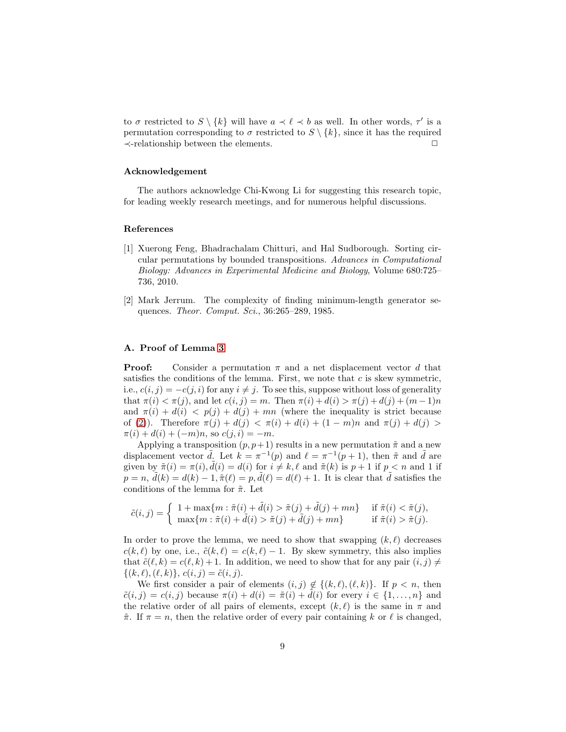to $\sigma$ restricted to $S \setminus \{k\}$ will have $a \prec \ell \prec b$ as well. In other words, $\tau'$ is a permutation corresponding to $\sigma$ restricted to $S \setminus \{k\}$, since it has the required $\prec$-relationship between the elements. $\square$

### Acknowledgement

The authors acknowledge Chi-Kwong Li for suggesting this research topic, for leading weekly research meetings, and for numerous helpful discussions.

### References

[1] Xuerong Feng, Bhadrachalam Chitturi, and Hal Sudborough. Sorting circular permutations by bounded transpositions. *Advances in Computational Biology: Advances in Experimental Medicine and Biology*, Volume 680:725–736, 2010.

[2] Mark Jerrum. The complexity of finding minimum-length generator sequences. *Theor. Comput. Sci.*, 36:265–289, 1985.

## A. Proof of Lemma 3

**Proof:** Consider a permutation $\pi$ and a net displacement vector $d$ that satisfies the conditions of the lemma. First, we note that $c$ is skew symmetric, i.e., $c(i,j) = -c(j,i)$ for any $i \neq j$. To see this, suppose without loss of generality that $\pi(i) < \pi(j)$, and let $c(i,j) = m$. Then $\pi(i) + d(i) > \pi(j) + d(j) + (m-1)n$ and $\pi(i) + d(i) < p(j) + d(j) + mn$ (where the inequality is strict because of (2)). Therefore $\pi(j) + d(j) < \pi(i) + d(i) + (1-m)n$ and $\pi(j) + d(j) > \pi(i) + d(i) + (-m)n$, so $c(j,i) = -m$.

Applying a transposition $(p, p+1)$ results in a new permutation $\tilde{\pi}$ and a new displacement vector $\tilde{d}$. Let $k = \pi^{-1}(p)$ and $\ell = \pi^{-1}(p+1)$, then $\tilde{\pi}$ and $\tilde{d}$ are given by $\tilde{\pi}(i) = \pi(i), \tilde{d}(i) = d(i)$ for $i \neq k, \ell$ and $\tilde{\pi}(k)$ is $p+1$ if $p < n$ and 1 if $p = n$, $\tilde{d}(k) = d(k) - 1, \tilde{\pi}(\ell) = p, \tilde{d}(\ell) = d(\ell) + 1$. It is clear that $\tilde{d}$ satisfies the conditions of the lemma for $\tilde{\pi}$. Let

$$\tilde{c}(i,j) = \begin{cases} 1 + \max\{m : \tilde{\pi}(i) + \tilde{d}(i) > \tilde{\pi}(j) + \tilde{d}(j) + mn\} & \text{if } \tilde{\pi}(i) < \tilde{\pi}(j), \\ \max\{m : \tilde{\pi}(i) + \tilde{d}(i) > \tilde{\pi}(j) + \tilde{d}(j) + mn\} & \text{if } \tilde{\pi}(i) > \tilde{\pi}(j). \end{cases}$$

In order to prove the lemma, we need to show that swapping $(k, \ell)$ decreases $c(k, \ell)$ by one, i.e., $\tilde{c}(k, \ell) = c(k, \ell) - 1$. By skew symmetry, this also implies that $\tilde{c}(\ell, k) = c(\ell, k) + 1$. In addition, we need to show that for any pair $(i, j) \neq \{(k, \ell), (\ell, k)\}$, $c(i,j) = \tilde{c}(i,j)$.

We first consider a pair of elements $(i,j) \notin \{(k, \ell), (\ell, k)\}$. If $p < n$, then $\tilde{c}(i,j) = c(i,j)$ because $\pi(i) + d(i) = \tilde{\pi}(i) + \tilde{d}(i)$ for every $i \in \{1, \ldots, n\}$ and the relative order of all pairs of elements, except $(k, \ell)$ is the same in $\pi$ and $\tilde{\pi}$. If $\pi = n$, then the relative order of every pair containing $k$ or $\ell$ is changed,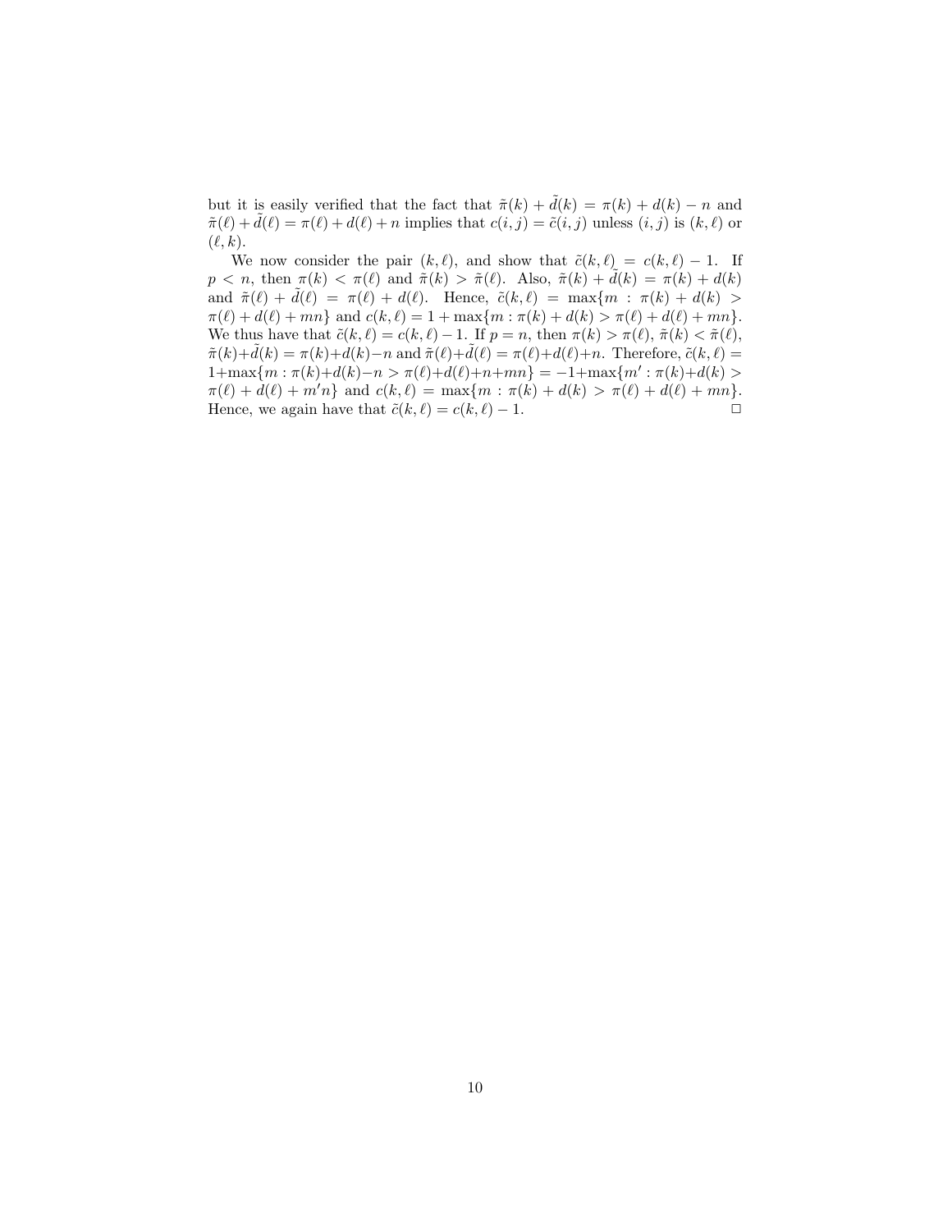but it is easily verified that the fact that $\tilde{\pi}(k) + \tilde{d}(k) = \pi(k) + d(k) - n$ and $\tilde{\pi}(\ell) + \tilde{d}(\ell) = \pi(\ell) + d(\ell) + n$ implies that $c(i, j) = \tilde{c}(i, j)$ unless $(i, j)$ is $(k, \ell)$ or $(\ell, k)$.

We now consider the pair $(k, \ell)$, and show that $\tilde{c}(k, \ell) = c(k, \ell) - 1$. If $p < n$, then $\pi(k) < \pi(\ell)$ and $\tilde{\pi}(k) > \tilde{\pi}(\ell)$. Also, $\tilde{\pi}(k) + \tilde{d}(k) = \pi(k) + d(k)$ and $\tilde{\pi}(\ell) + \tilde{d}(\ell) = \pi(\ell) + d(\ell)$. Hence, $\tilde{c}(k, \ell) = \max\{m : \pi(k) + d(k) > \pi(\ell) + d(\ell) + mn\}$ and $c(k, \ell) = 1 + \max\{m : \pi(k) + d(k) > \pi(\ell) + d(\ell) + mn\}$. We thus have that $\tilde{c}(k, \ell) = c(k, \ell) - 1$. If $p = n$, then $\pi(k) > \pi(\ell)$, $\tilde{\pi}(k) < \tilde{\pi}(\ell)$, $\tilde{\pi}(k) + \tilde{d}(k) = \pi(k) + d(k) - n$ and $\tilde{\pi}(\ell) + \tilde{d}(\ell) = \pi(\ell) + d(\ell) + n$. Therefore, $\tilde{c}(k, \ell) = 1 + \max\{m : \pi(k) + d(k) - n > \pi(\ell) + d(\ell) + n + mn\} = -1 + \max\{m' : \pi(k) + d(k) > \pi(\ell) + d(\ell) + m'n\}$ and $c(k, \ell) = \max\{m : \pi(k) + d(k) > \pi(\ell) + d(\ell) + mn\}$. Hence, we again have that $\tilde{c}(k, \ell) = c(k, \ell) - 1$. □